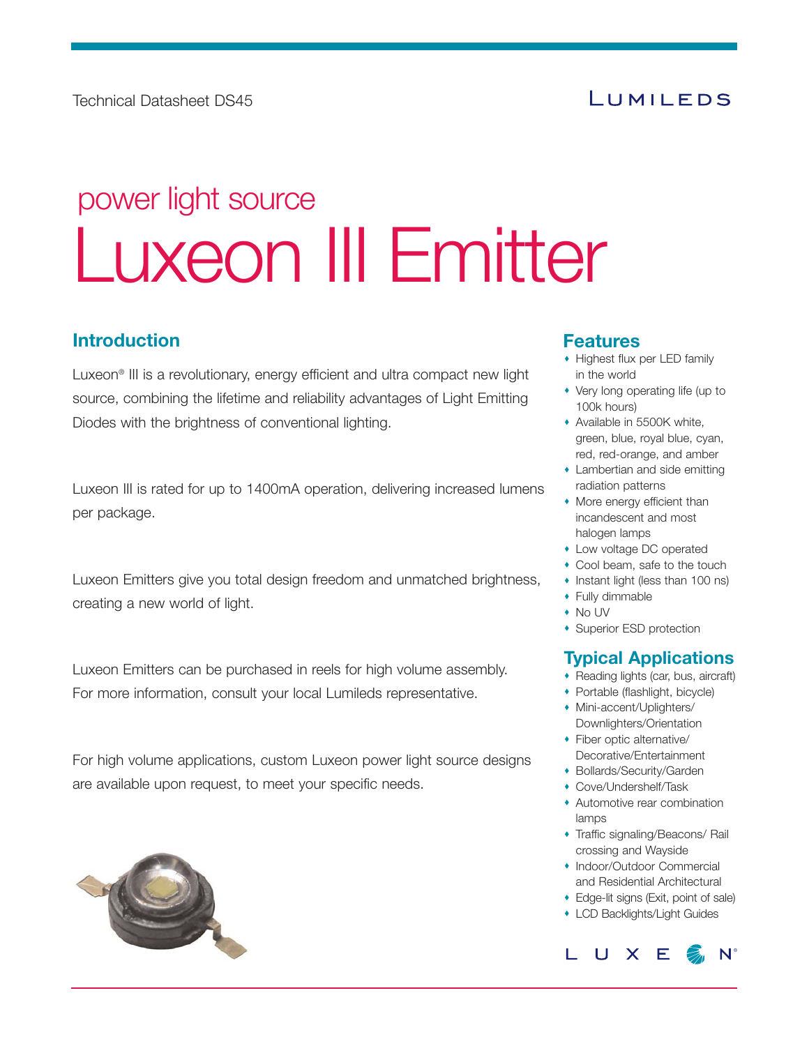Technical Datasheet DS45

LUMILEDS

power light source

# Luxeon III Emitter

## Introduction

Luxeon® III is a revolutionary, energy efficient and ultra compact new light source, combining the lifetime and reliability advantages of Light Emitting Diodes with the brightness of conventional lighting.

Luxeon III is rated for up to 1400mA operation, delivering increased lumens per package.

Luxeon Emitters give you total design freedom and unmatched brightness, creating a new world of light.

Luxeon Emitters can be purchased in reels for high volume assembly. For more information, consult your local Lumileds representative.

For high volume applications, custom Luxeon power light source designs are available upon request, to meet your specific needs.

## Features

- Highest flux per LED family in the world
- Very long operating life (up to 100k hours)
- Available in 5500K white, green, blue, royal blue, cyan, red, red-orange, and amber
- Lambertian and side emitting radiation patterns
- More energy efficient than incandescent and most halogen lamps
- Low voltage DC operated
- Cool beam, safe to the touch
- Instant light (less than 100 ns)
- Fully dimmable
- No UV
- Superior ESD protection

## Typical Applications

- Reading lights (car, bus, aircraft)
- Portable (flashlight, bicycle)
- Mini-accent/Uplighters/ Downlighters/Orientation
- Fiber optic alternative/ Decorative/Entertainment
- Bollards/Security/Garden
- Cove/Undershelf/Task
- Automotive rear combination lamps
- Traffic signaling/Beacons/ Rail crossing and Wayside
- Indoor/Outdoor Commercial and Residential Architectural
- Edge-lit signs (Exit, point of sale)
- LCD Backlights/Light Guides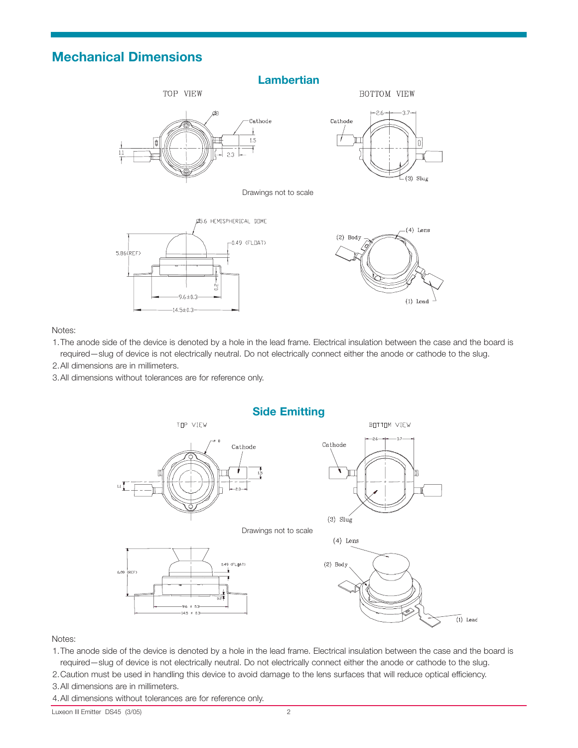## Mechanical Dimensions

### Lambertian

Drawings not to scale

Notes:

1. The anode side of the device is denoted by a hole in the lead frame. Electrical insulation between the case and the board is required—slug of device is not electrically neutral. Do not electrically connect either the anode or cathode to the slug.
2. All dimensions are in millimeters.
3. All dimensions without tolerances are for reference only.

### Side Emitting

Drawings not to scale

Notes:

1. The anode side of the device is denoted by a hole in the lead frame. Electrical insulation between the case and the board is required—slug of device is not electrically neutral. Do not electrically connect either the anode or cathode to the slug.
2. Caution must be used in handling this device to avoid damage to the lens surfaces that will reduce optical efficiency.
3. All dimensions are in millimeters.
4. All dimensions without tolerances are for reference only.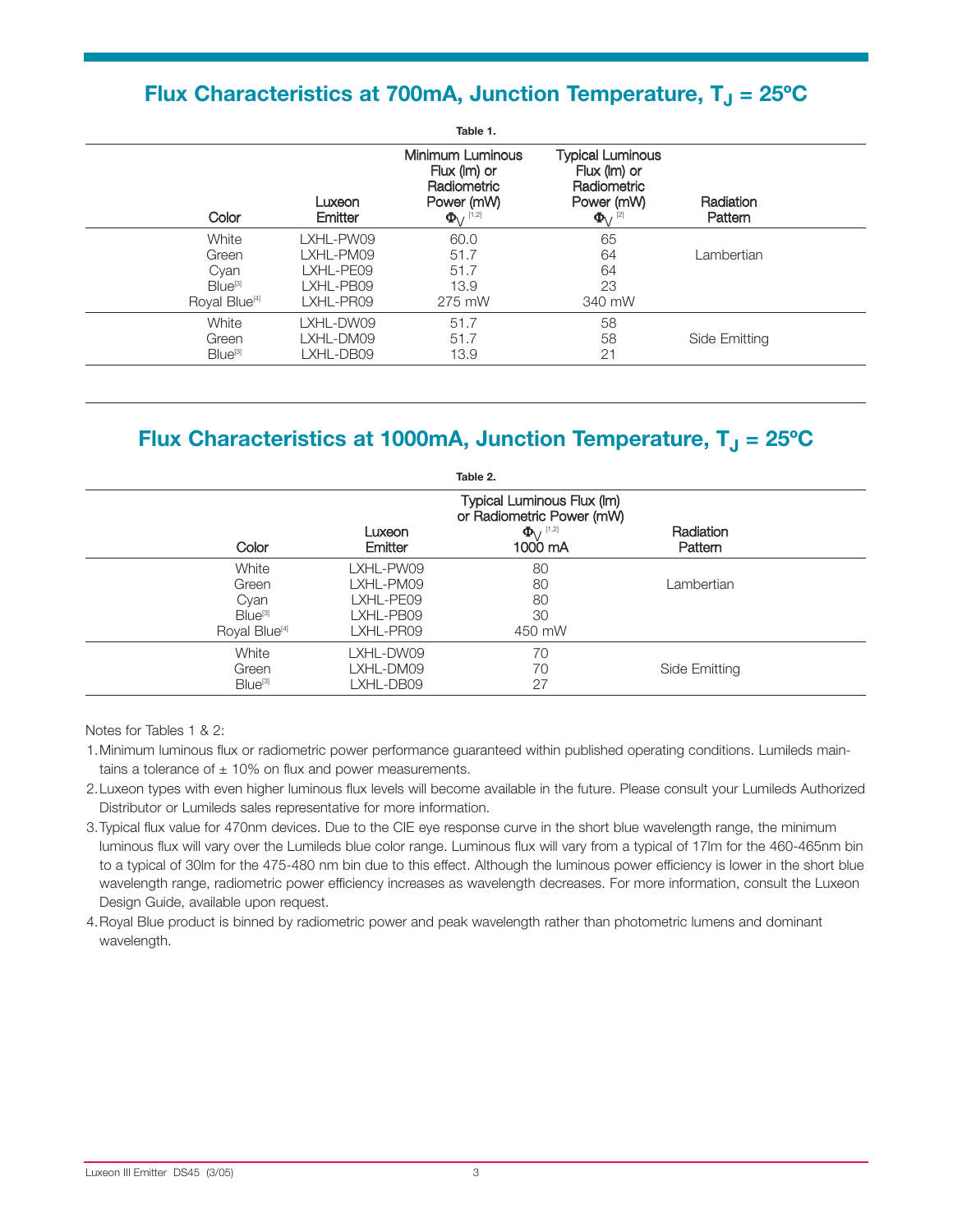## Flux Characteristics at 700mA, Junction Temperature, $T_J$ = 25ºC

**Table 1.**

| Color | Luxeon Emitter | Minimum Luminous Flux (lm) or Radiometric Power (mW) $\Phi_V$ [1,2] | Typical Luminous Flux (lm) or Radiometric Power (mW) $\Phi_V$ [2] | Radiation Pattern |
|---|---|---|---|---|
| White | LXHL-PW09 | 60.0 | 65 | Lambertian |
| Green | LXHL-PM09 | 51.7 | 64 | |
| Cyan | LXHL-PE09 | 51.7 | 64 | |
| Blue[3] | LXHL-PB09 | 13.9 | 23 | |
| Royal Blue[4] | LXHL-PR09 | 275 mW | 340 mW | |
| White | LXHL-DW09 | 51.7 | 58 | Side Emitting |
| Green | LXHL-DM09 | 51.7 | 58 | |
| Blue[3] | LXHL-DB09 | 13.9 | 21 | |

## Flux Characteristics at 1000mA, Junction Temperature, $T_J$ = 25ºC

**Table 2.**

| Color | Luxeon Emitter | Typical Luminous Flux (lm) or Radiometric Power (mW) $\Phi_V$ [1,2] 1000 mA | Radiation Pattern |
|---|---|---|---|
| White | LXHL-PW09 | 80 | Lambertian |
| Green | LXHL-PM09 | 80 | |
| Cyan | LXHL-PE09 | 80 | |
| Blue[3] | LXHL-PB09 | 30 | |
| Royal Blue[4] | LXHL-PR09 | 450 mW | |
| White | LXHL-DW09 | 70 | Side Emitting |
| Green | LXHL-DM09 | 70 | |
| Blue[3] | LXHL-DB09 | 27 | |

Notes for Tables 1 & 2:

1. Minimum luminous flux or radiometric power performance guaranteed within published operating conditions. Lumileds maintains a tolerance of ± 10% on flux and power measurements.
2. Luxeon types with even higher luminous flux levels will become available in the future. Please consult your Lumileds Authorized Distributor or Lumileds sales representative for more information.
3. Typical flux value for 470nm devices. Due to the CIE eye response curve in the short blue wavelength range, the minimum luminous flux will vary over the Lumileds blue color range. Luminous flux will vary from a typical of 17lm for the 460-465nm bin to a typical of 30lm for the 475-480 nm bin due to this effect. Although the luminous power efficiency is lower in the short blue wavelength range, radiometric power efficiency increases as wavelength decreases. For more information, consult the Luxeon Design Guide, available upon request.
4. Royal Blue product is binned by radiometric power and peak wavelength rather than photometric lumens and dominant wavelength.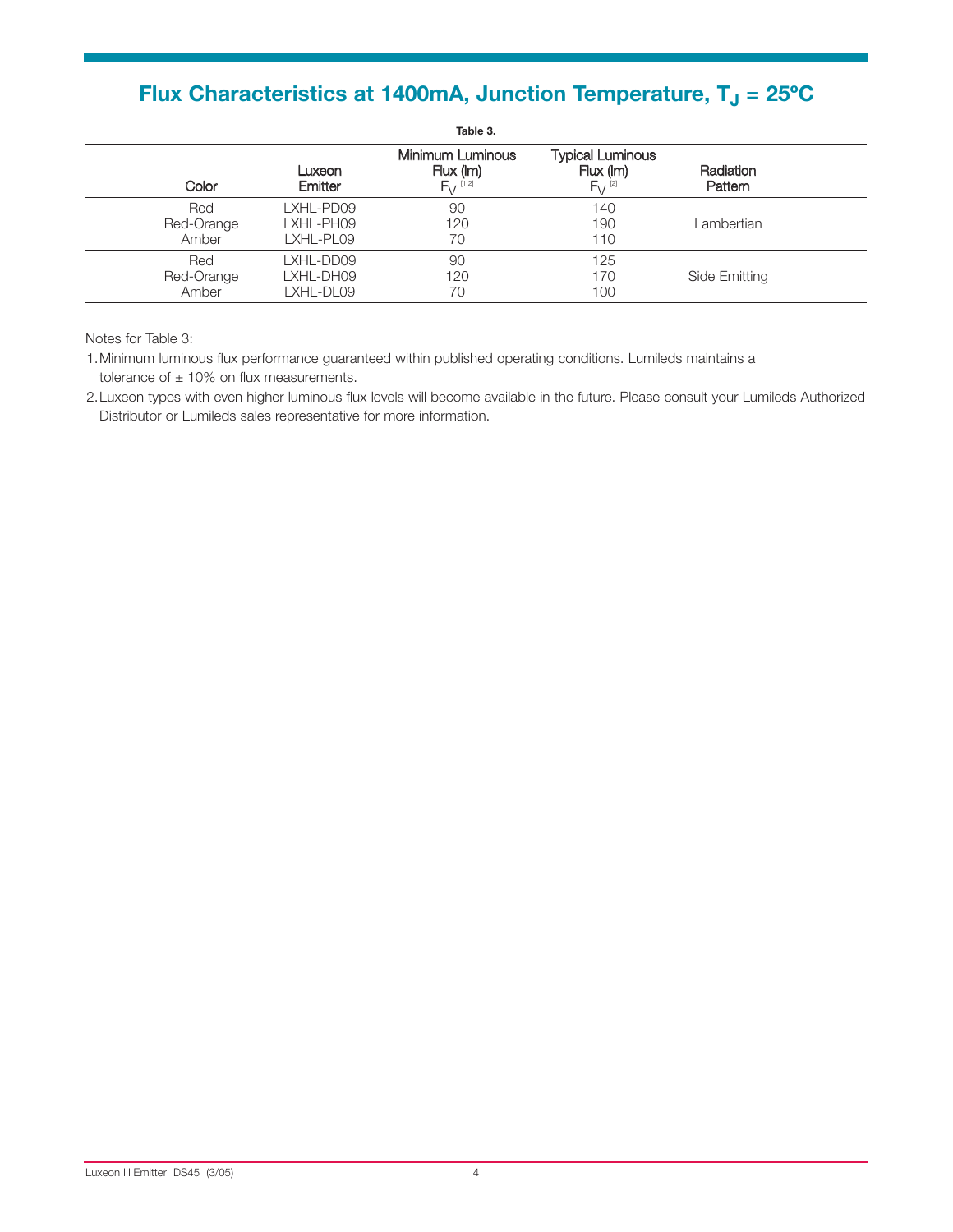## Flux Characteristics at 1400mA, Junction Temperature, $T_J$ = 25ºC

**Table 3.**

| Color | Luxeon Emitter | Minimum Luminous Flux (lm) $Φ_V$ [1,2] | Typical Luminous Flux (lm) $Φ_V$ [2] | Radiation Pattern |
|---|---|---|---|---|
| Red | LXHL-PD09 | 90 | 140 | Lambertian |
| Red-Orange | LXHL-PH09 | 120 | 190 | Lambertian |
| Amber | LXHL-PL09 | 70 | 110 | Lambertian |
| Red | LXHL-DD09 | 90 | 125 | Side Emitting |
| Red-Orange | LXHL-DH09 | 120 | 170 | Side Emitting |
| Amber | LXHL-DL09 | 70 | 100 | Side Emitting |

Notes for Table 3:

1. Minimum luminous flux performance guaranteed within published operating conditions. Lumileds maintains a tolerance of ± 10% on flux measurements.
2. Luxeon types with even higher luminous flux levels will become available in the future. Please consult your Lumileds Authorized Distributor or Lumileds sales representative for more information.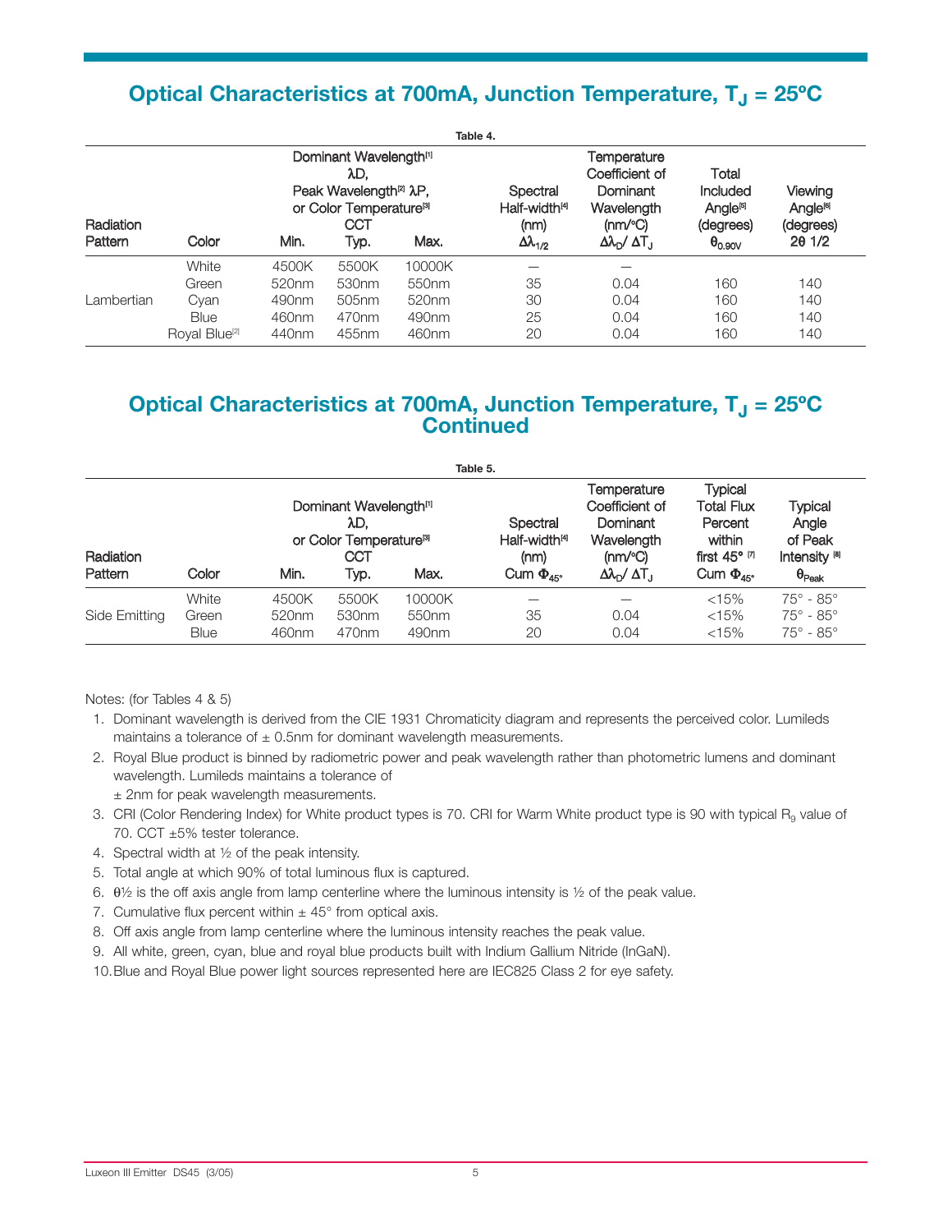## Optical Characteristics at 700mA, Junction Temperature, $T_J$ = 25ºC

**Table 4.**

| Radiation Pattern | Color | Dominant Wavelength[1] λD, Peak Wavelength[2] λP, or Color Temperature[3] CCT Min. | Typ. | Max. | Spectral Half-width[4] (nm) $\Delta\lambda_{1/2}$ | Temperature Coefficient of Dominant Wavelength (nm/°C) $\Delta\lambda_D / \Delta T_J$ | Total Included Angle[5] (degrees) $\theta_{0.90V}$ | Viewing Angle[6] (degrees) $2\theta$ 1/2 |
|---|---|---|---|---|---|---|---|---|
| Lambertian | White | 4500K | 5500K | 10000K | — | — | | |
| | Green | 520nm | 530nm | 550nm | 35 | 0.04 | 160 | 140 |
| | Cyan | 490nm | 505nm | 520nm | 30 | 0.04 | 160 | 140 |
| | Blue | 460nm | 470nm | 490nm | 25 | 0.04 | 160 | 140 |
| | Royal Blue[2] | 440nm | 455nm | 460nm | 20 | 0.04 | 160 | 140 |

## Optical Characteristics at 700mA, Junction Temperature, $T_J$ = 25ºC Continued

**Table 5.**

| Radiation Pattern | Color | Dominant Wavelength[1] λD, or Color Temperature[3] CCT Min. | Typ. | Max. | Spectral Half-width[4] (nm) Cum $\Phi_{45°}$ | Temperature Coefficient of Dominant Wavelength (nm/°C) $\Delta\lambda_D / \Delta T_J$ | Typical Total Flux Percent within first 45° [7] Cum $\Phi_{45°}$ | Typical Angle of Peak Intensity [8] $\theta_{Peak}$ |
|---|---|---|---|---|---|---|---|---|
| Side Emitting | White | 4500K | 5500K | 10000K | — | — | <15% | 75° - 85° |
| | Green | 520nm | 530nm | 550nm | 35 | 0.04 | <15% | 75° - 85° |
| | Blue | 460nm | 470nm | 490nm | 20 | 0.04 | <15% | 75° - 85° |

Notes: (for Tables 4 & 5)

1. Dominant wavelength is derived from the CIE 1931 Chromaticity diagram and represents the perceived color. Lumileds maintains a tolerance of ± 0.5nm for dominant wavelength measurements.
2. Royal Blue product is binned by radiometric power and peak wavelength rather than photometric lumens and dominant wavelength. Lumileds maintains a tolerance of ± 2nm for peak wavelength measurements.
3. CRI (Color Rendering Index) for White product types is 70. CRI for Warm White product type is 90 with typical $R_9$ value of 70. CCT ±5% tester tolerance.
4. Spectral width at ½ of the peak intensity.
5. Total angle at which 90% of total luminous flux is captured.
6. θ½ is the off axis angle from lamp centerline where the luminous intensity is ½ of the peak value.
7. Cumulative flux percent within ± 45° from optical axis.
8. Off axis angle from lamp centerline where the luminous intensity reaches the peak value.
9. All white, green, cyan, blue and royal blue products built with Indium Gallium Nitride (InGaN).
10. Blue and Royal Blue power light sources represented here are IEC825 Class 2 for eye safety.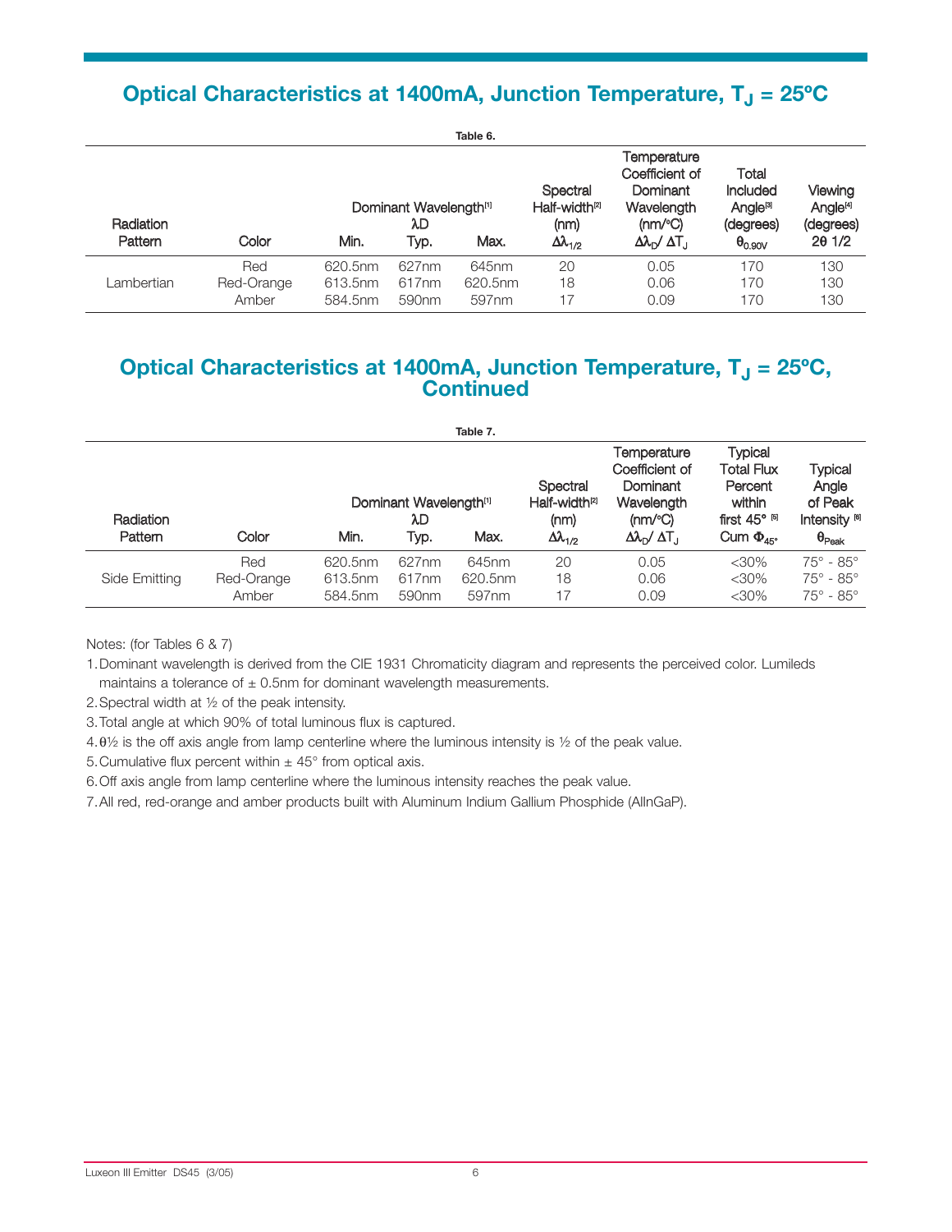## Optical Characteristics at 1400mA, Junction Temperature, $T_J$ = 25ºC

Table 6.

| Radiation Pattern | Color | Dominant Wavelength[1] λD Min. | Typ. | Max. | Spectral Half-width[2] (nm) $\Delta\lambda_{1/2}$ | Temperature Coefficient of Dominant Wavelength (nm/°C) $\Delta\lambda_D / \Delta T_J$ | Total Included Angle[3] (degrees) $\theta_{0.90V}$ | Viewing Angle[4] (degrees) $2\theta$ 1/2 |
|---|---|---|---|---|---|---|---|---|
| Lambertian | Red | 620.5nm | 627nm | 645nm | 20 | 0.05 | 170 | 130 |
| | Red-Orange | 613.5nm | 617nm | 620.5nm | 18 | 0.06 | 170 | 130 |
| | Amber | 584.5nm | 590nm | 597nm | 17 | 0.09 | 170 | 130 |

## Optical Characteristics at 1400mA, Junction Temperature, $T_J$ = 25ºC, Continued

Table 7.

| Radiation Pattern | Color | Dominant Wavelength[1] λD Min. | Typ. | Max. | Spectral Half-width[2] (nm) $\Delta\lambda_{1/2}$ | Temperature Coefficient of Dominant Wavelength (nm/°C) $\Delta\lambda_D / \Delta T_J$ | Typical Total Flux Percent within first 45° [5] Cum $\Phi_{45°}$ | Typical Angle of Peak Intensity [6] $\theta_{Peak}$ |
|---|---|---|---|---|---|---|---|---|
| Side Emitting | Red | 620.5nm | 627nm | 645nm | 20 | 0.05 | <30% | 75° - 85° |
| | Red-Orange | 613.5nm | 617nm | 620.5nm | 18 | 0.06 | <30% | 75° - 85° |
| | Amber | 584.5nm | 590nm | 597nm | 17 | 0.09 | <30% | 75° - 85° |

Notes: (for Tables 6 & 7)

1. Dominant wavelength is derived from the CIE 1931 Chromaticity diagram and represents the perceived color. Lumileds maintains a tolerance of ± 0.5nm for dominant wavelength measurements.
2. Spectral width at ½ of the peak intensity.
3. Total angle at which 90% of total luminous flux is captured.
4. θ½ is the off axis angle from lamp centerline where the luminous intensity is ½ of the peak value.
5. Cumulative flux percent within ± 45° from optical axis.
6. Off axis angle from lamp centerline where the luminous intensity reaches the peak value.
7. All red, red-orange and amber products built with Aluminum Indium Gallium Phosphide (AlInGaP).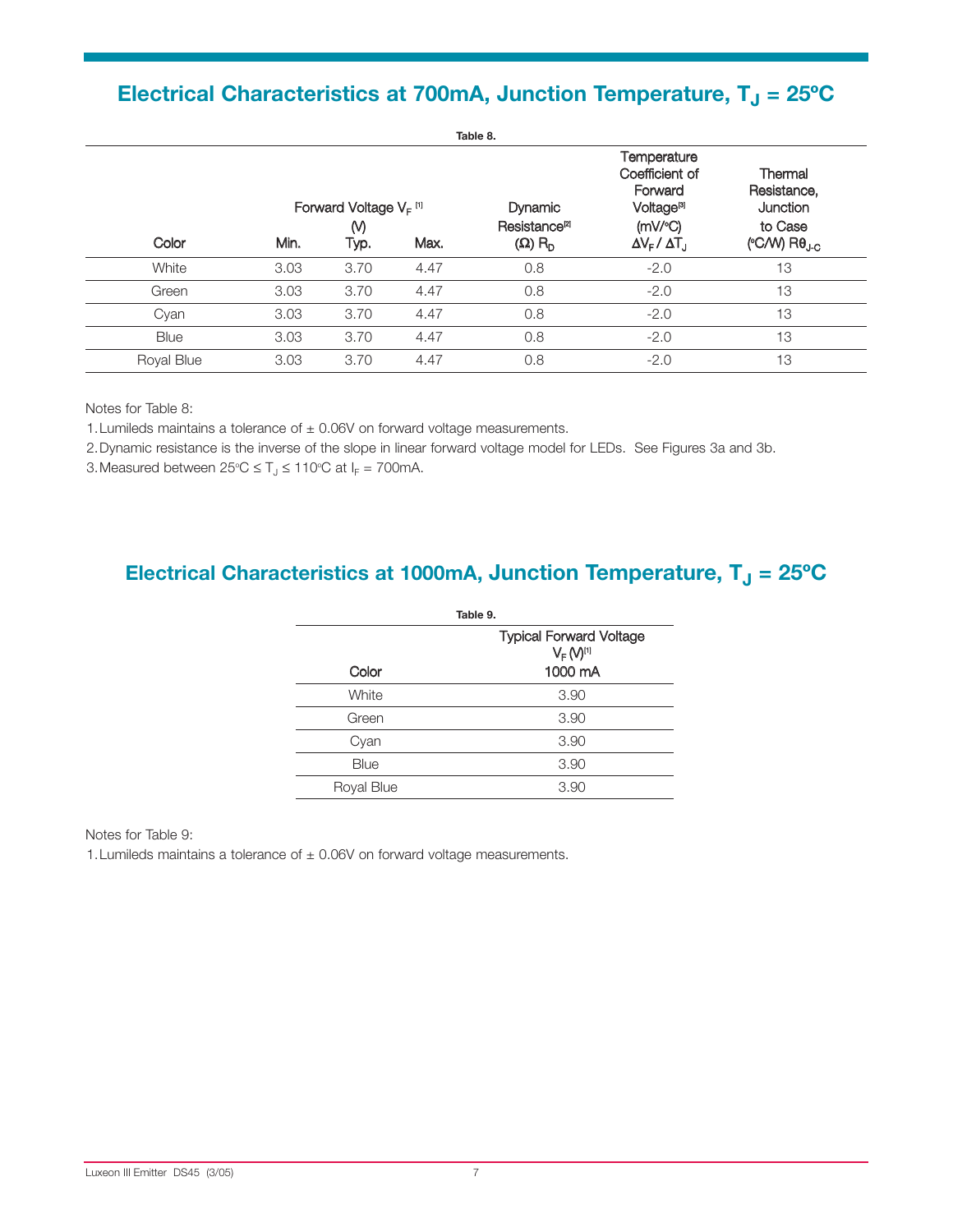## Electrical Characteristics at 700mA, Junction Temperature, $T_J$ = 25ºC

Table 8.

| Color | Forward Voltage $V_F$ [1] (V) Min. | Typ. | Max. | Dynamic Resistance[2] (Ω) $R_D$ | Temperature Coefficient of Forward Voltage[3] (mV/°C) $\Delta V_F / \Delta T_J$ | Thermal Resistance, Junction to Case (°C/W) $R\theta_{J-C}$ |
|---|---|---|---|---|---|---|
| White | 3.03 | 3.70 | 4.47 | 0.8 | -2.0 | 13 |
| Green | 3.03 | 3.70 | 4.47 | 0.8 | -2.0 | 13 |
| Cyan | 3.03 | 3.70 | 4.47 | 0.8 | -2.0 | 13 |
| Blue | 3.03 | 3.70 | 4.47 | 0.8 | -2.0 | 13 |
| Royal Blue | 3.03 | 3.70 | 4.47 | 0.8 | -2.0 | 13 |

Notes for Table 8:

1. Lumileds maintains a tolerance of ± 0.06V on forward voltage measurements.
2. Dynamic resistance is the inverse of the slope in linear forward voltage model for LEDs. See Figures 3a and 3b.
3. Measured between 25°C ≤ $T_J$ ≤ 110°C at $I_F$ = 700mA.

## Electrical Characteristics at 1000mA, Junction Temperature, $T_J$ = 25ºC

Table 9.

| Color | Typical Forward Voltage $V_F$ (V)[1] 1000 mA |
|---|---|
| White | 3.90 |
| Green | 3.90 |
| Cyan | 3.90 |
| Blue | 3.90 |
| Royal Blue | 3.90 |

Notes for Table 9:

1. Lumileds maintains a tolerance of ± 0.06V on forward voltage measurements.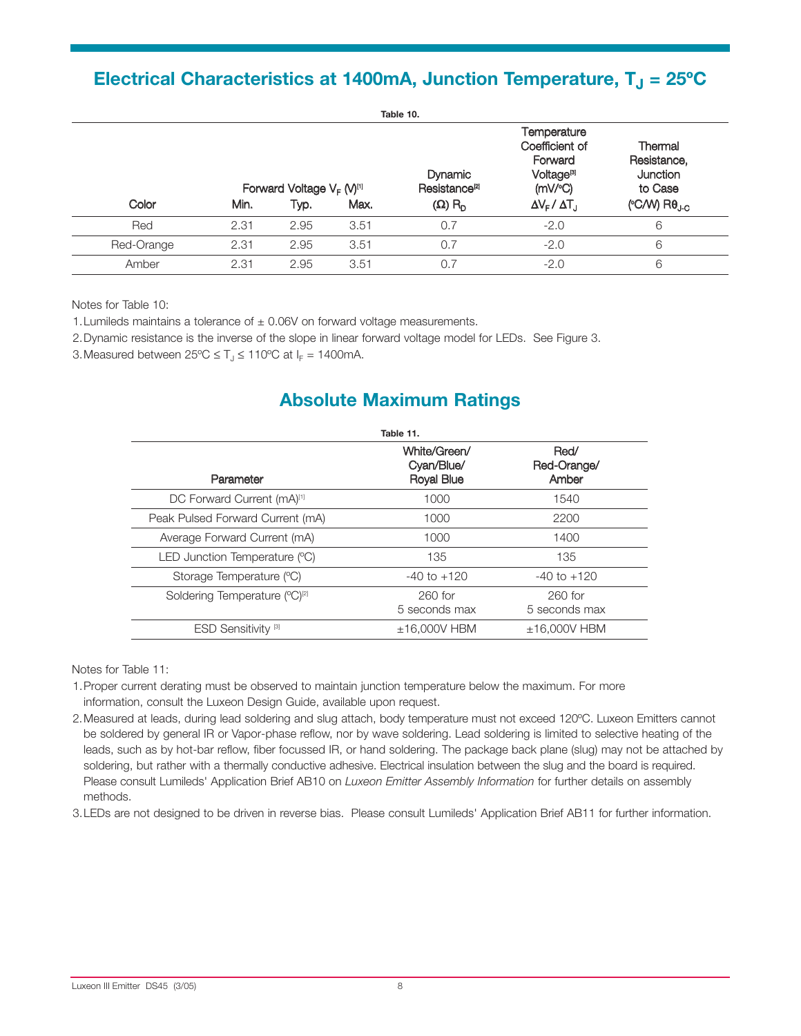## Electrical Characteristics at 1400mA, Junction Temperature, $T_J$ = 25ºC

**Table 10.**

| Color | Forward Voltage $V_F$ (V)[1] Min. | Typ. | Max. | Dynamic Resistance[2] (Ω) $R_D$ | Temperature Coefficient of Forward Voltage[3] (mV/ºC) $\Delta V_F / \Delta T_J$ | Thermal Resistance, Junction to Case (ºC/W) $R\theta_{J-C}$ |
|---|---|---|---|---|---|---|
| Red | 2.31 | 2.95 | 3.51 | 0.7 | -2.0 | 6 |
| Red-Orange | 2.31 | 2.95 | 3.51 | 0.7 | -2.0 | 6 |
| Amber | 2.31 | 2.95 | 3.51 | 0.7 | -2.0 | 6 |

Notes for Table 10:

1. Lumileds maintains a tolerance of ± 0.06V on forward voltage measurements.
2. Dynamic resistance is the inverse of the slope in linear forward voltage model for LEDs. See Figure 3.
3. Measured between 25ºC ≤ $T_J$ ≤ 110ºC at $I_F$ = 1400mA.

## Absolute Maximum Ratings

**Table 11.**

| Parameter | White/Green/ Cyan/Blue/ Royal Blue | Red/ Red-Orange/ Amber |
|---|---|---|
| DC Forward Current (mA)[1] | 1000 | 1540 |
| Peak Pulsed Forward Current (mA) | 1000 | 2200 |
| Average Forward Current (mA) | 1000 | 1400 |
| LED Junction Temperature (ºC) | 135 | 135 |
| Storage Temperature (ºC) | -40 to +120 | -40 to +120 |
| Soldering Temperature (ºC)[2] | 260 for 5 seconds max | 260 for 5 seconds max |
| ESD Sensitivity [3] | ±16,000V HBM | ±16,000V HBM |

Notes for Table 11:

1. Proper current derating must be observed to maintain junction temperature below the maximum. For more information, consult the Luxeon Design Guide, available upon request.
2. Measured at leads, during lead soldering and slug attach, body temperature must not exceed 120ºC. Luxeon Emitters cannot be soldered by general IR or Vapor-phase reflow, nor by wave soldering. Lead soldering is limited to selective heating of the leads, such as by hot-bar reflow, fiber focussed IR, or hand soldering. The package back plane (slug) may not be attached by soldering, but rather with a thermally conductive adhesive. Electrical insulation between the slug and the board is required. Please consult Lumileds' Application Brief AB10 on *Luxeon Emitter Assembly Information* for further details on assembly methods.
3. LEDs are not designed to be driven in reverse bias. Please consult Lumileds' Application Brief AB11 for further information.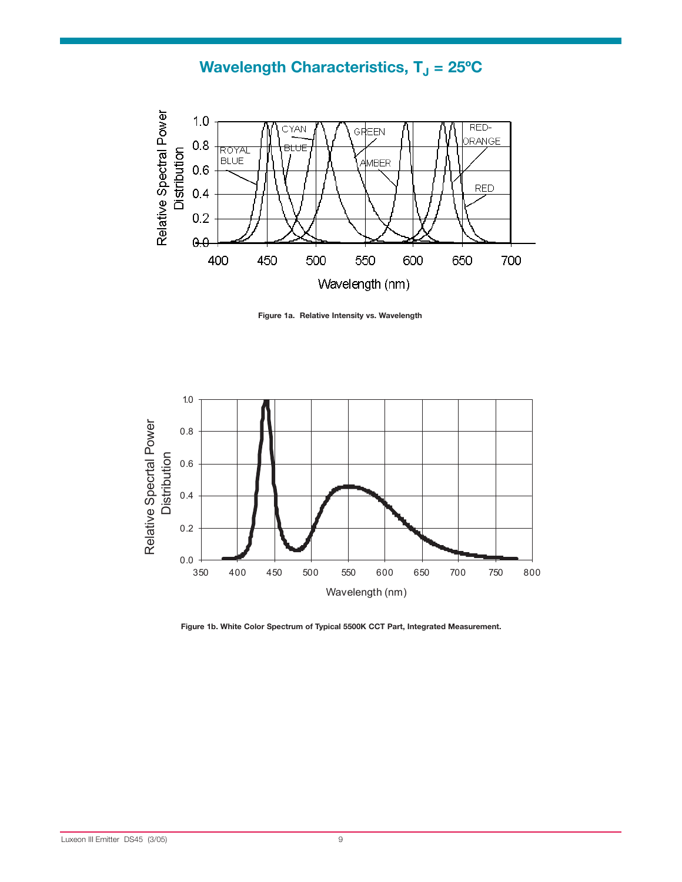## Wavelength Characteristics, $T_J$ = 25ºC

**Figure 1a. Relative Intensity vs. Wavelength**

**Figure 1b. White Color Spectrum of Typical 5500K CCT Part, Integrated Measurement.**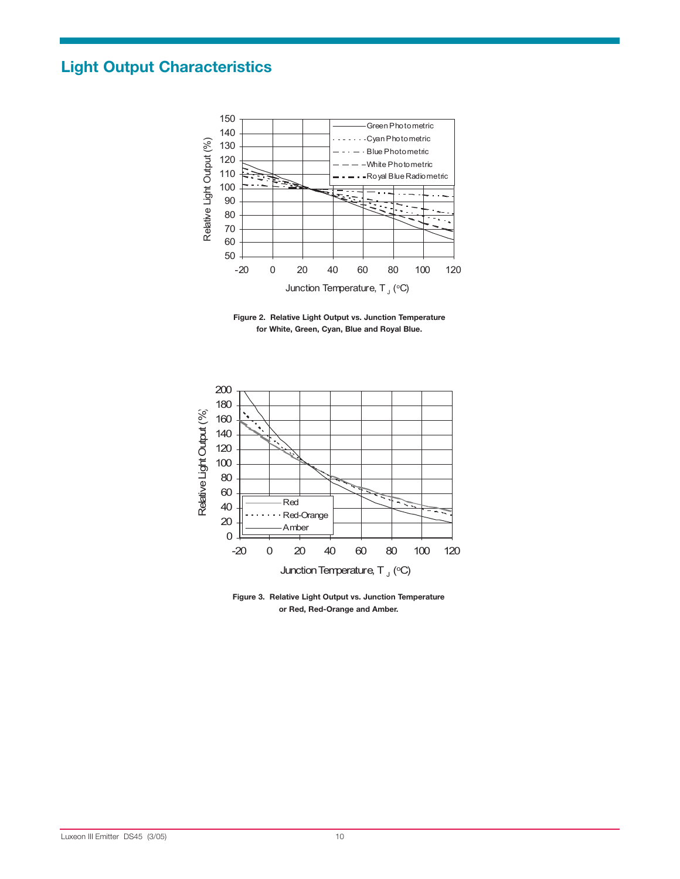## Light Output Characteristics

**Figure 2. Relative Light Output vs. Junction Temperature for White, Green, Cyan, Blue and Royal Blue.**

**Figure 3. Relative Light Output vs. Junction Temperature or Red, Red-Orange and Amber.**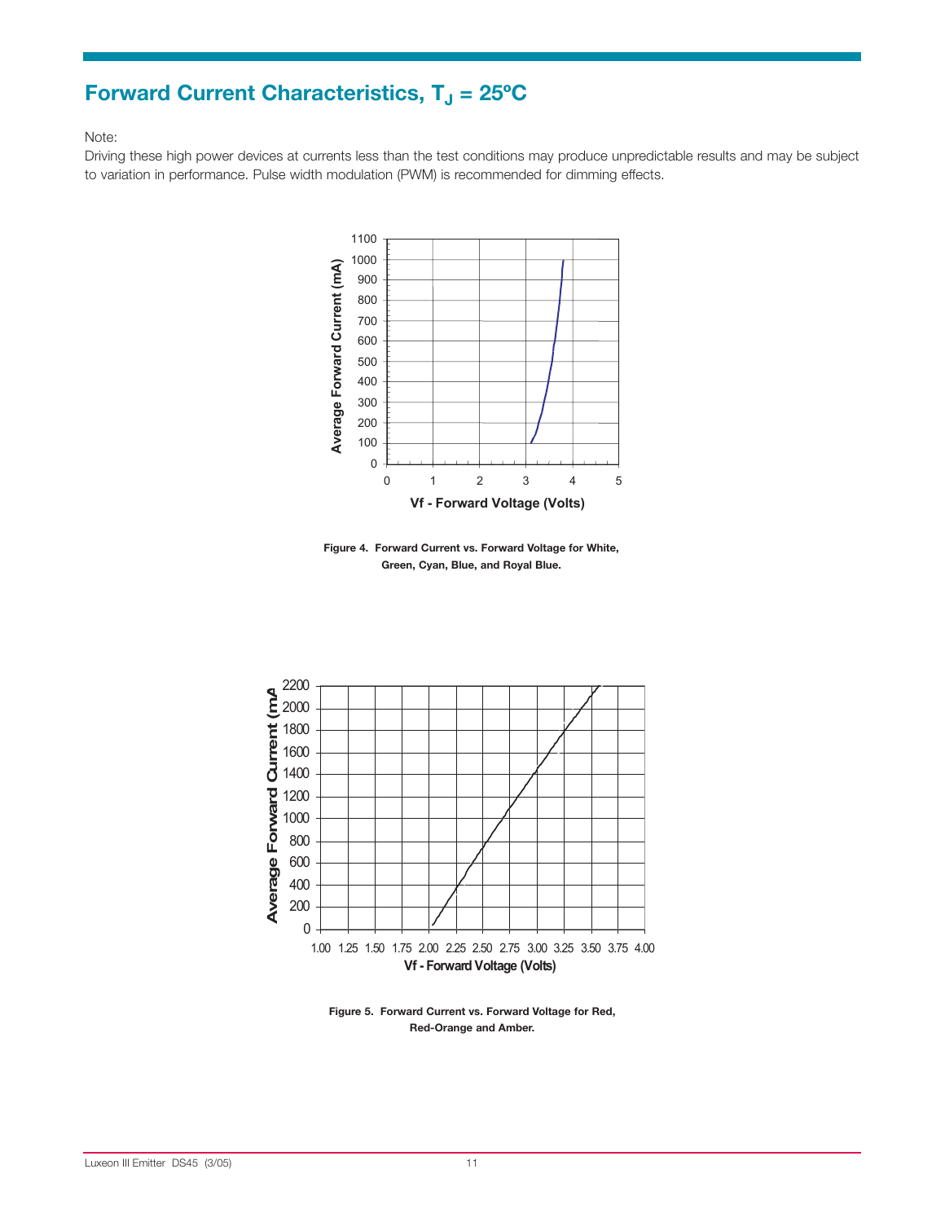## Forward Current Characteristics, $T_J$ = 25ºC

Note:
Driving these high power devices at currents less than the test conditions may produce unpredictable results and may be subject to variation in performance. Pulse width modulation (PWM) is recommended for dimming effects.

**Figure 4. Forward Current vs. Forward Voltage for White, Green, Cyan, Blue, and Royal Blue.**

**Figure 5. Forward Current vs. Forward Voltage for Red, Red-Orange and Amber.**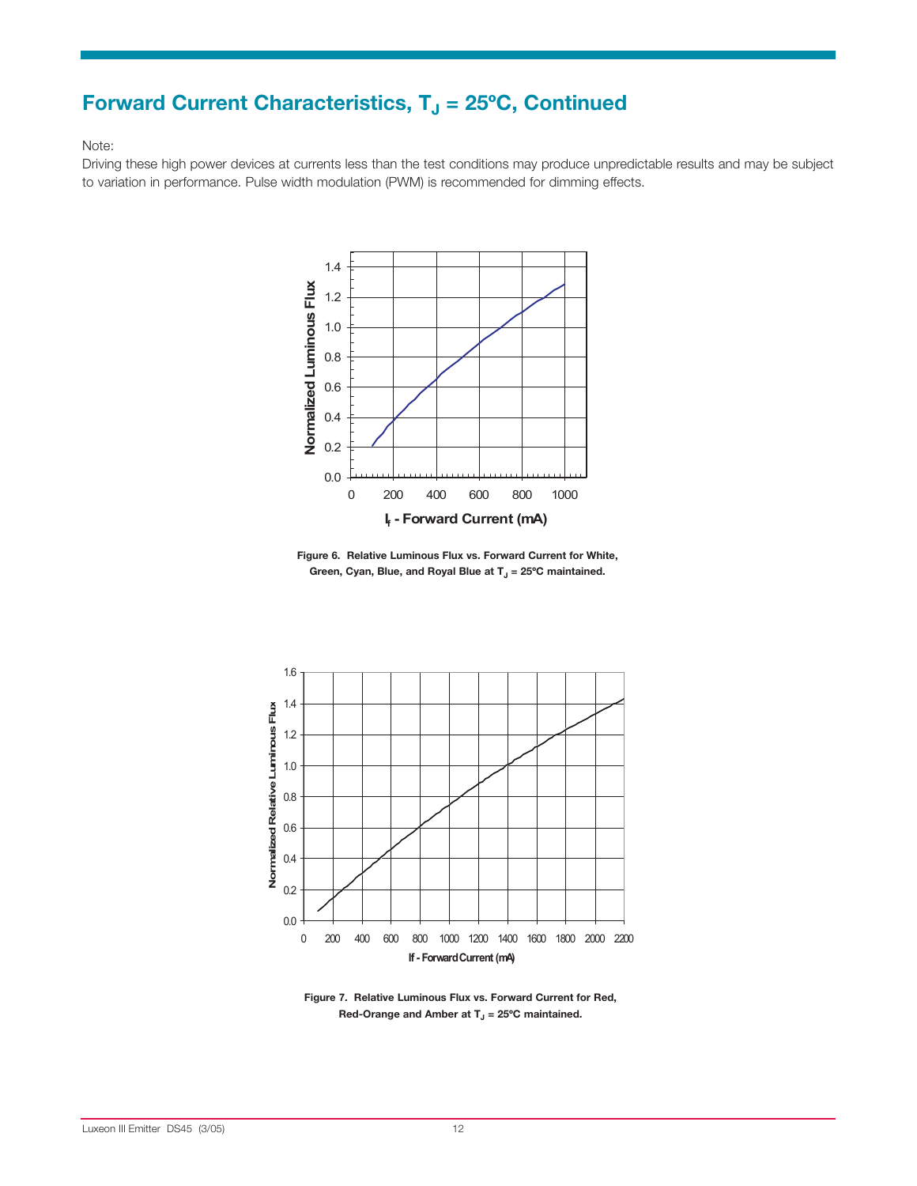## Forward Current Characteristics, $T_J$ = 25ºC, Continued

Note:

Driving these high power devices at currents less than the test conditions may produce unpredictable results and may be subject to variation in performance. Pulse width modulation (PWM) is recommended for dimming effects.

**Figure 6. Relative Luminous Flux vs. Forward Current for White, Green, Cyan, Blue, and Royal Blue at $T_J$ = 25ºC maintained.**

**Figure 7. Relative Luminous Flux vs. Forward Current for Red, Red-Orange and Amber at $T_J$ = 25ºC maintained.**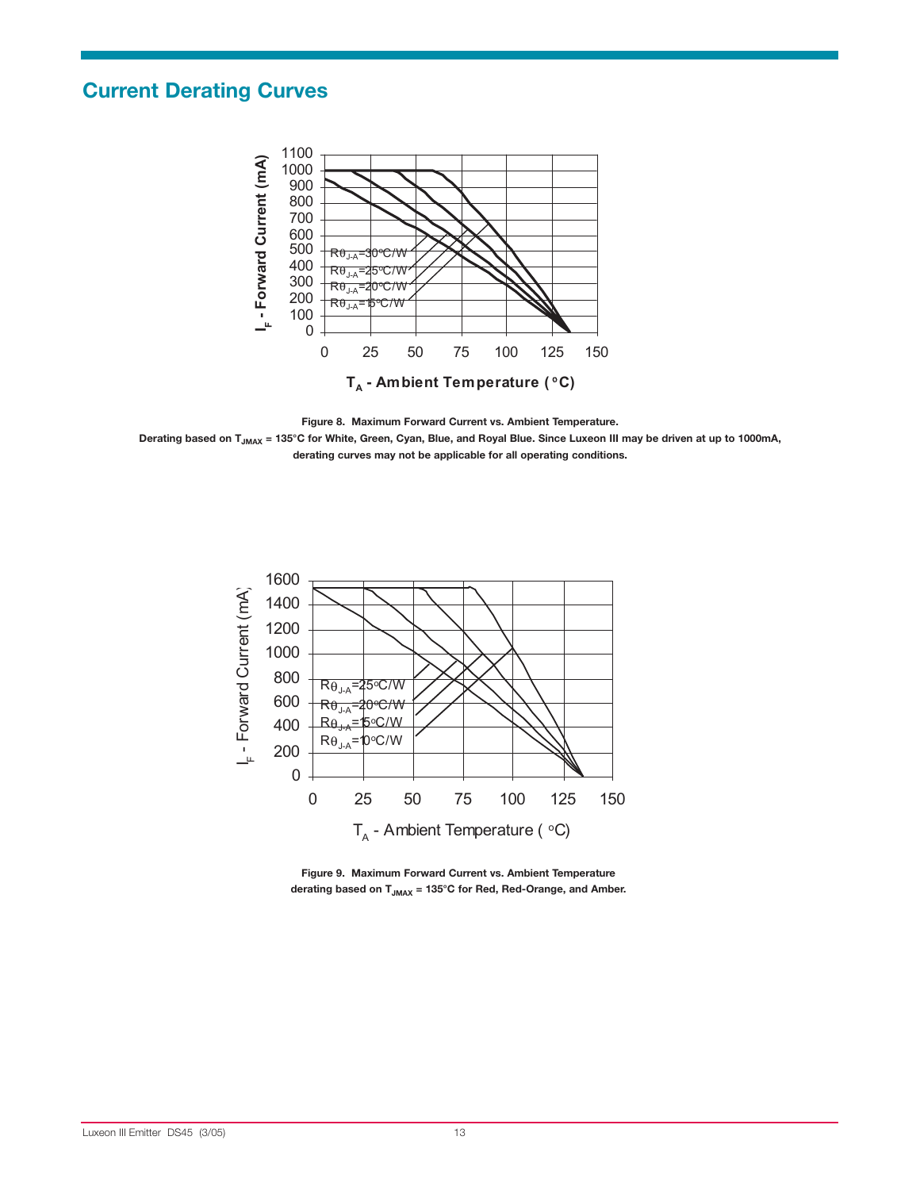## Current Derating Curves

**Figure 8. Maximum Forward Current vs. Ambient Temperature.**
**Derating based on $T_{JMAX}$ = 135°C for White, Green, Cyan, Blue, and Royal Blue. Since Luxeon III may be driven at up to 1000mA, derating curves may not be applicable for all operating conditions.**

**Figure 9. Maximum Forward Current vs. Ambient Temperature derating based on $T_{JMAX}$ = 135°C for Red, Red-Orange, and Amber.**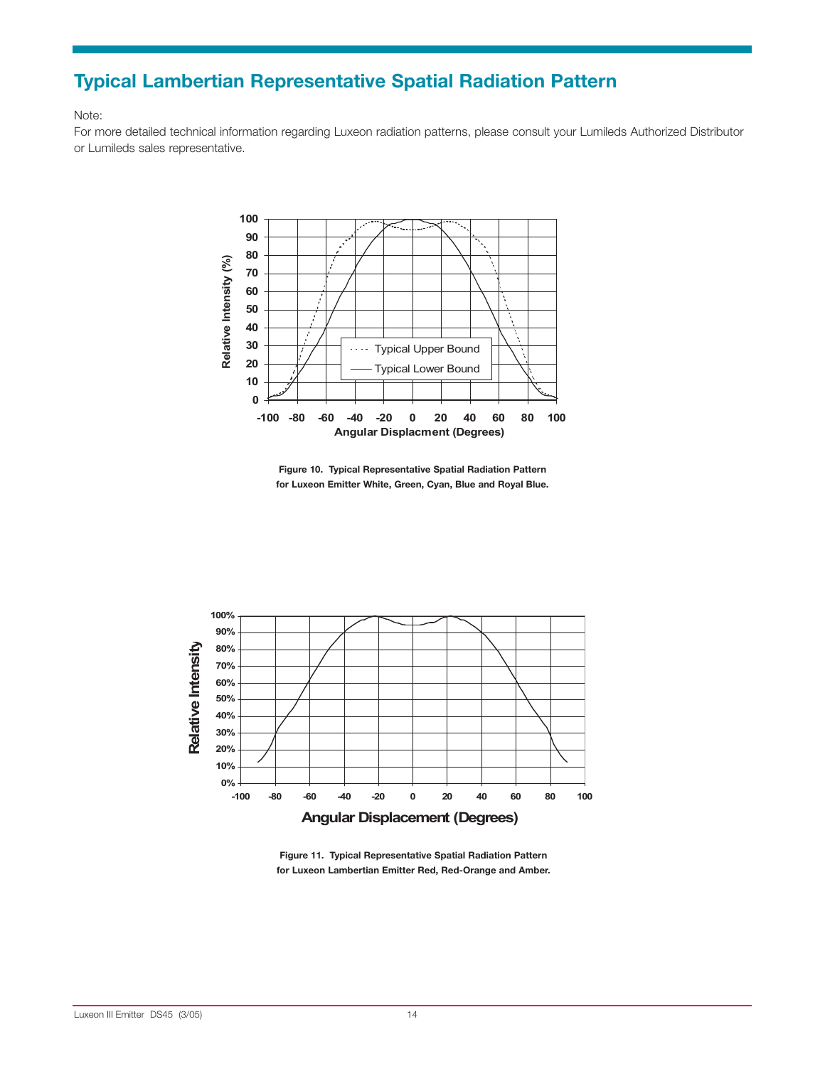## Typical Lambertian Representative Spatial Radiation Pattern

Note:
For more detailed technical information regarding Luxeon radiation patterns, please consult your Lumileds Authorized Distributor or Lumileds sales representative.

**Figure 10. Typical Representative Spatial Radiation Pattern for Luxeon Emitter White, Green, Cyan, Blue and Royal Blue.**

**Figure 11. Typical Representative Spatial Radiation Pattern for Luxeon Lambertian Emitter Red, Red-Orange and Amber.**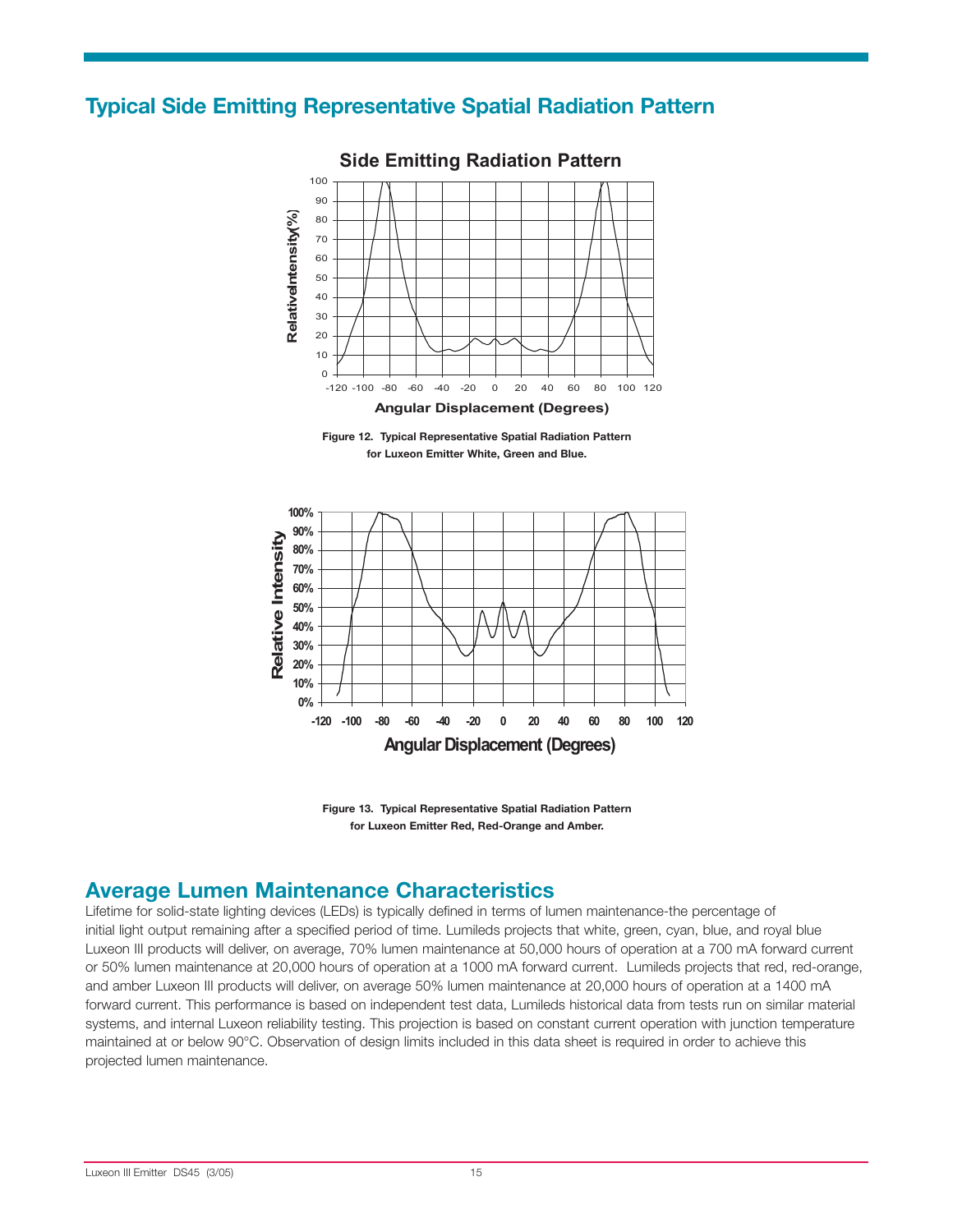## Typical Side Emitting Representative Spatial Radiation Pattern

Figure 12. Typical Representative Spatial Radiation Pattern for Luxeon Emitter White, Green and Blue.

Figure 13. Typical Representative Spatial Radiation Pattern for Luxeon Emitter Red, Red-Orange and Amber.

## Average Lumen Maintenance Characteristics

Lifetime for solid-state lighting devices (LEDs) is typically defined in terms of lumen maintenance-the percentage of initial light output remaining after a specified period of time. Lumileds projects that white, green, cyan, blue, and royal blue Luxeon III products will deliver, on average, 70% lumen maintenance at 50,000 hours of operation at a 700 mA forward current or 50% lumen maintenance at 20,000 hours of operation at a 1000 mA forward current. Lumileds projects that red, red-orange, and amber Luxeon III products will deliver, on average 50% lumen maintenance at 20,000 hours of operation at a 1400 mA forward current. This performance is based on independent test data, Lumileds historical data from tests run on similar material systems, and internal Luxeon reliability testing. This projection is based on constant current operation with junction temperature maintained at or below 90°C. Observation of design limits included in this data sheet is required in order to achieve this projected lumen maintenance.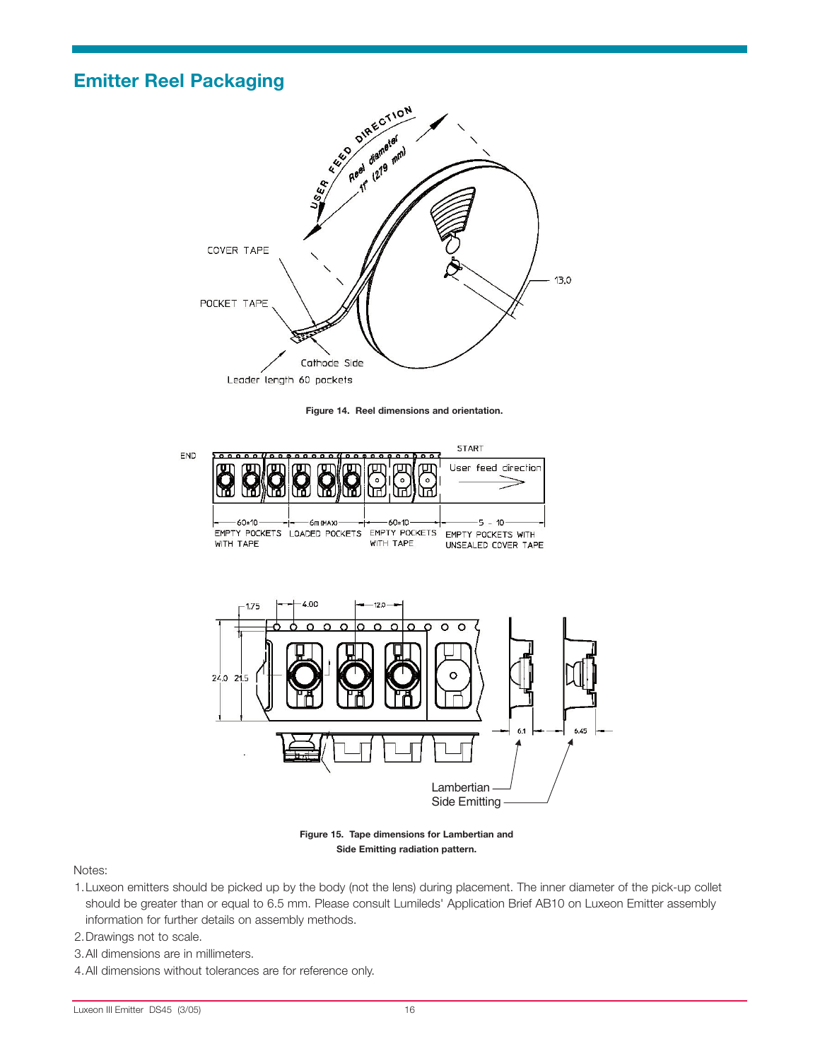## Emitter Reel Packaging

USER FEED DIRECTION

Reel diameter 11" (279 mm)

COVER TAPE

POCKET TAPE

13.0

Cathode Side

Leader length 60 pockets

**Figure 14. Reel dimensions and orientation.**

END

START

User feed direction

60±10 EMPTY POCKETS WITH TAPE

6m (MAX) LOADED POCKETS

60±10 EMPTY POCKETS WITH TAPE

5 - 10 EMPTY POCKETS WITH UNSEALED COVER TAPE

1.75

4.00

12.0

24.0

21.5

6.1

6.45

Lambertian

Side Emitting

**Figure 15. Tape dimensions for Lambertian and Side Emitting radiation pattern.**

Notes:

1. Luxeon emitters should be picked up by the body (not the lens) during placement. The inner diameter of the pick-up collet should be greater than or equal to 6.5 mm. Please consult Lumileds' Application Brief AB10 on Luxeon Emitter assembly information for further details on assembly methods.
2. Drawings not to scale.
3. All dimensions are in millimeters.
4. All dimensions without tolerances are for reference only.